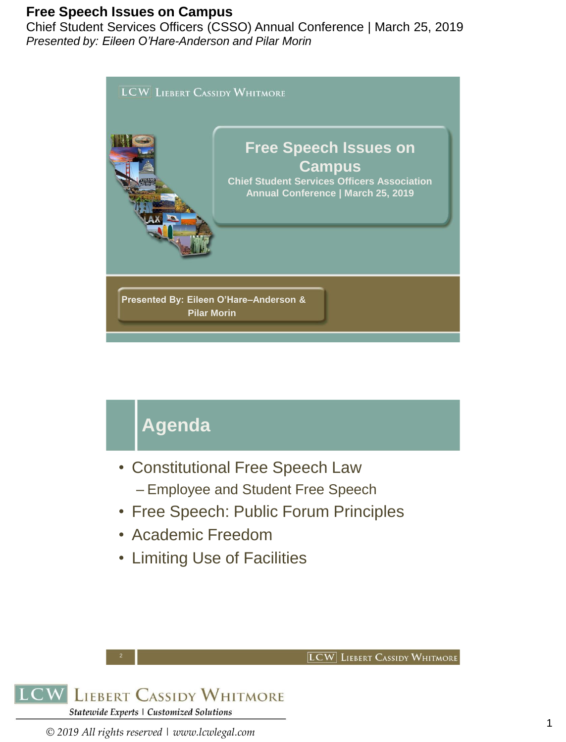# Free Speech Issues on Campus

Chief Student Services Officers (CSSO) Annual Conference | March 25, 2019

*Presented by: Eileen O'Hare-Anderson and Pilar Morin*

LCW Liebert Cassidy Whitmore

## Free Speech Issues on Campus

**Chief Student Services Officers Association Annual Conference | March 25, 2019**

**Presented By: Eileen O'Hare–Anderson & Pilar Morin**

## Agenda

- Constitutional Free Speech Law
  - Employee and Student Free Speech
- Free Speech: Public Forum Principles
- Academic Freedom
- Limiting Use of Facilities

LCW Liebert Cassidy Whitmore

*Statewide Experts | Customized Solutions*

*© 2019 All rights reserved | www.lcwlegal.com*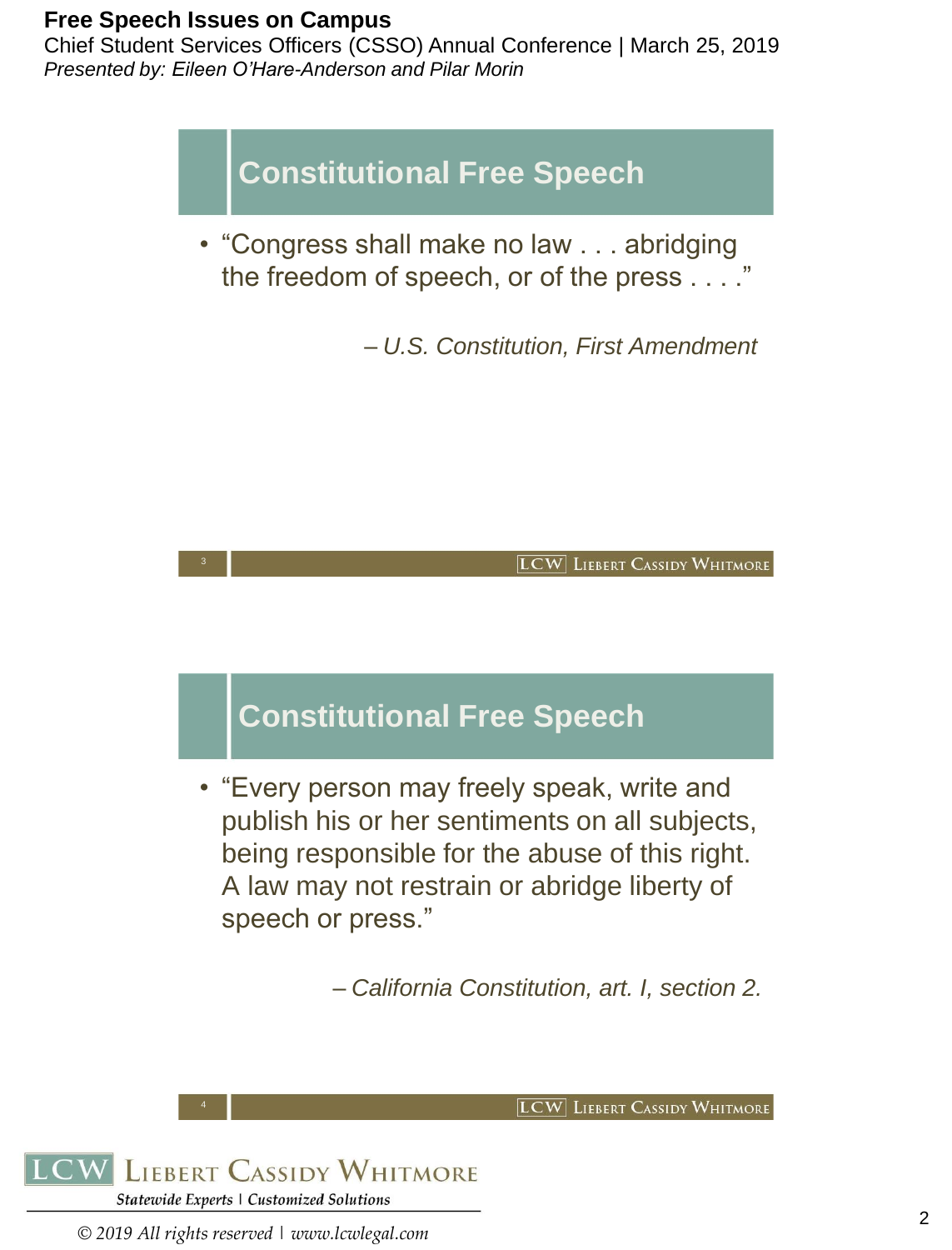## Constitutional Free Speech

- "Congress shall make no law . . . abridging the freedom of speech, or of the press . . . ."

*– U.S. Constitution, First Amendment*

## Constitutional Free Speech

- "Every person may freely speak, write and publish his or her sentiments on all subjects, being responsible for the abuse of this right. A law may not restrain or abridge liberty of speech or press."

*– California Constitution, art. I, section 2.*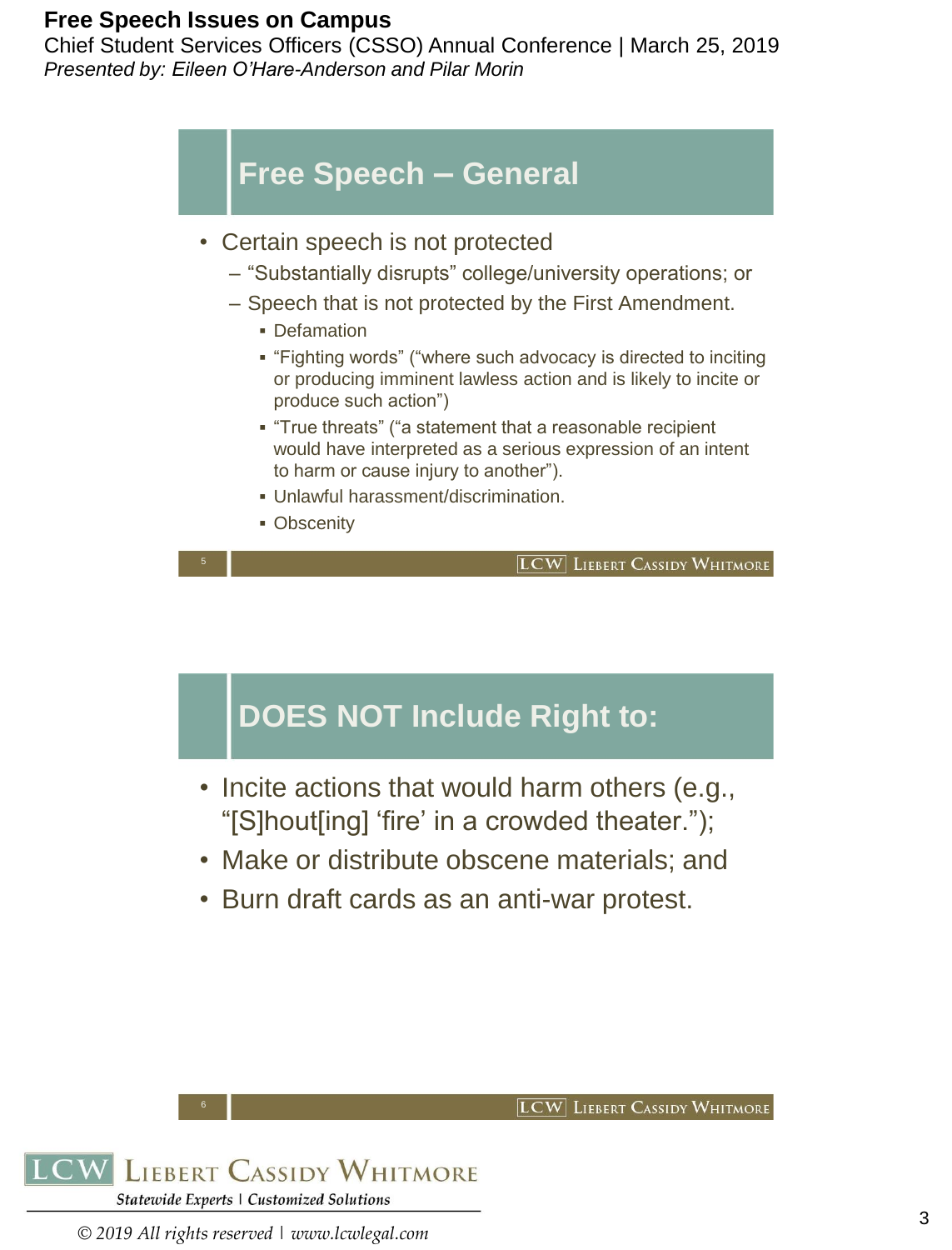## Free Speech – General

- Certain speech is not protected
  - "Substantially disrupts" college/university operations; or
  - Speech that is not protected by the First Amendment.
    - Defamation
    - "Fighting words" ("where such advocacy is directed to inciting or producing imminent lawless action and is likely to incite or produce such action")
    - "True threats" ("a statement that a reasonable recipient would have interpreted as a serious expression of an intent to harm or cause injury to another").
    - Unlawful harassment/discrimination.
    - Obscenity

## DOES NOT Include Right to:

- Incite actions that would harm others (e.g., "[S]hout[ing] 'fire' in a crowded theater.");
- Make or distribute obscene materials; and
- Burn draft cards as an anti-war protest.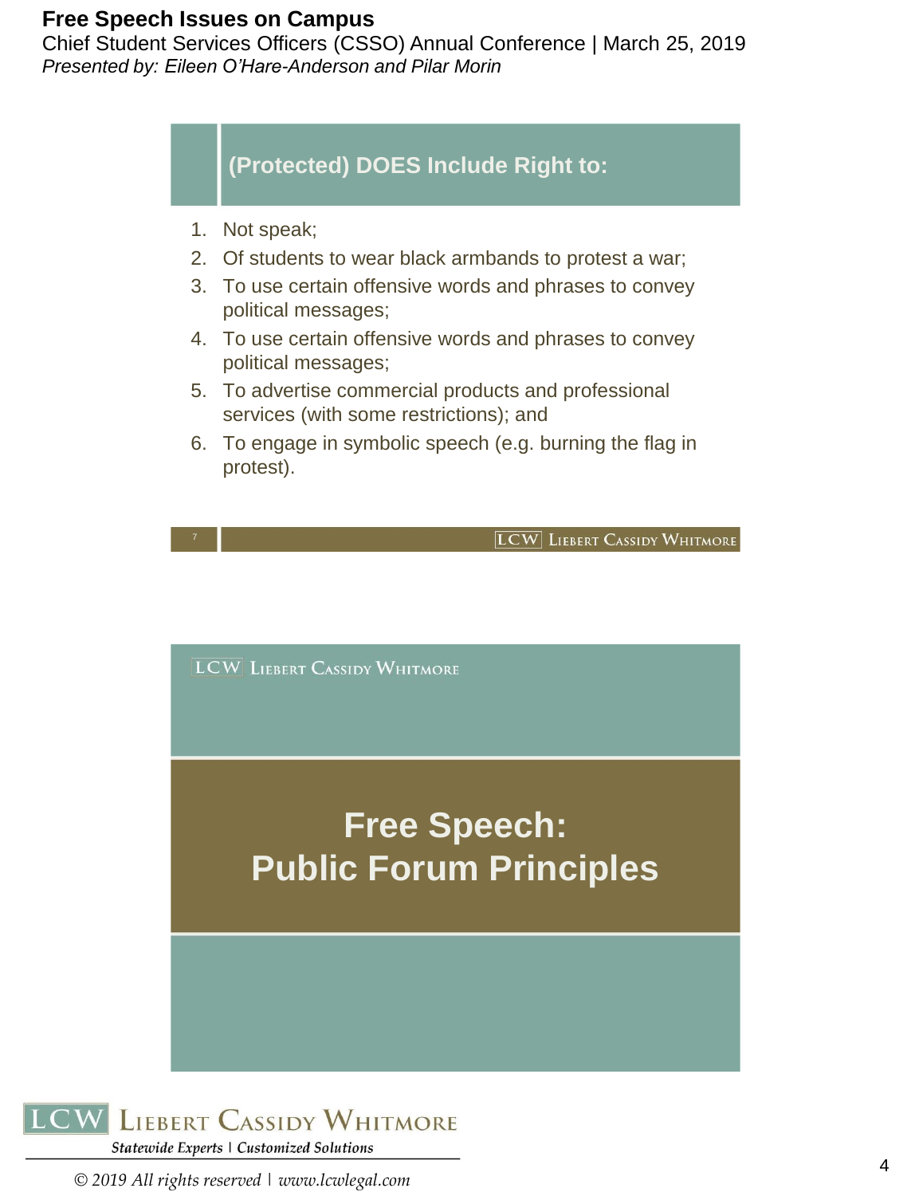## (Protected) DOES Include Right to:

1. Not speak;
2. Of students to wear black armbands to protest a war;
3. To use certain offensive words and phrases to convey political messages;
4. To use certain offensive words and phrases to convey political messages;
5. To advertise commercial products and professional services (with some restrictions); and
6. To engage in symbolic speech (e.g. burning the flag in protest).

# Free Speech: Public Forum Principles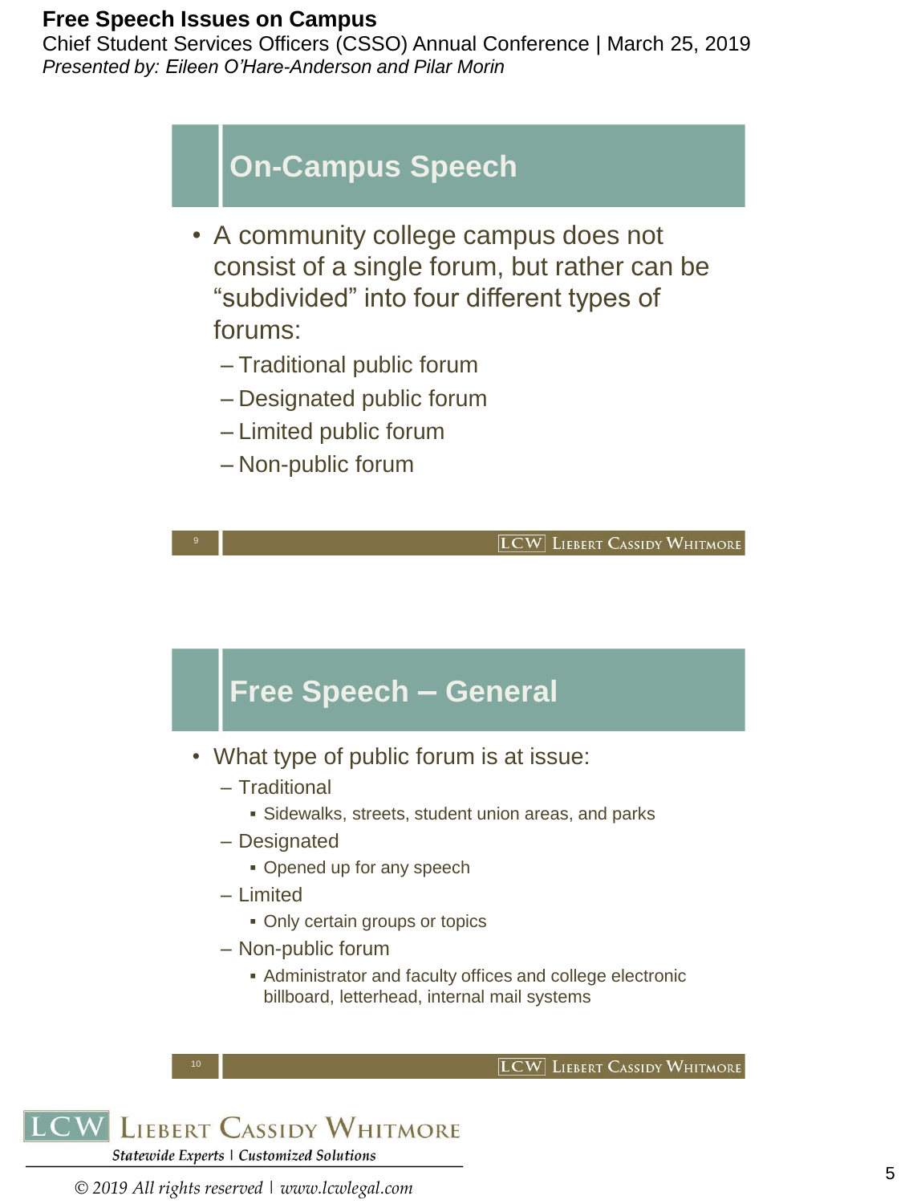## On-Campus Speech

- A community college campus does not consist of a single forum, but rather can be "subdivided" into four different types of forums:
  - Traditional public forum
  - Designated public forum
  - Limited public forum
  - Non-public forum

## Free Speech – General

- What type of public forum is at issue:
  - Traditional
    - Sidewalks, streets, student union areas, and parks
  - Designated
    - Opened up for any speech
  - Limited
    - Only certain groups or topics
  - Non-public forum
    - Administrator and faculty offices and college electronic billboard, letterhead, internal mail systems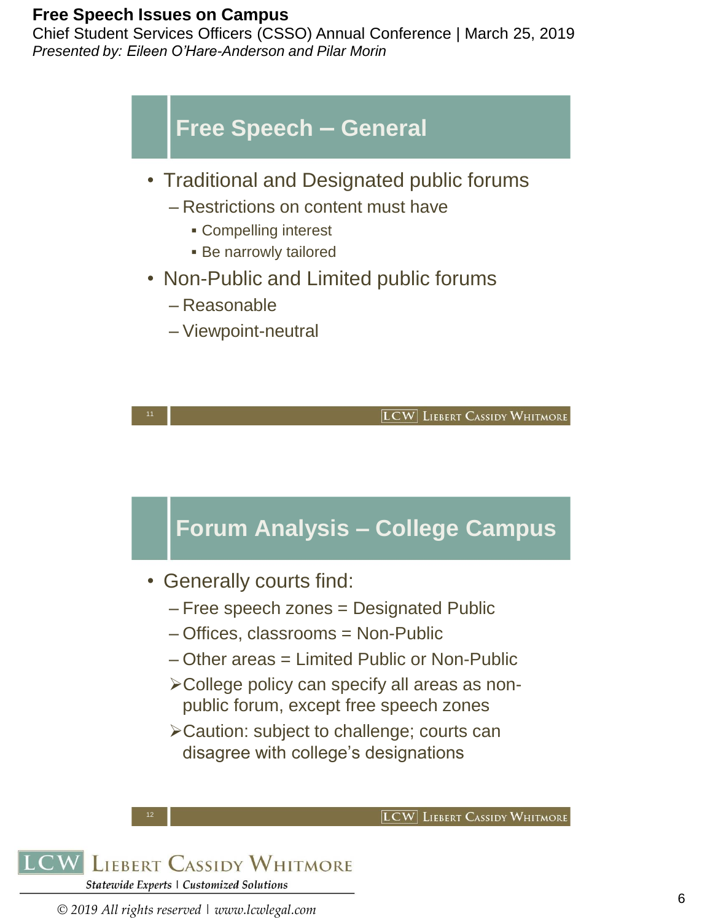## Free Speech – General

- Traditional and Designated public forums
  - Restrictions on content must have
    - Compelling interest
    - Be narrowly tailored
- Non-Public and Limited public forums
  - Reasonable
  - Viewpoint-neutral

## Forum Analysis – College Campus

- Generally courts find:
  - Free speech zones = Designated Public
  - Offices, classrooms = Non-Public
  - Other areas = Limited Public or Non-Public
  - ➢ College policy can specify all areas as non-public forum, except free speech zones
  - ➢ Caution: subject to challenge; courts can disagree with college's designations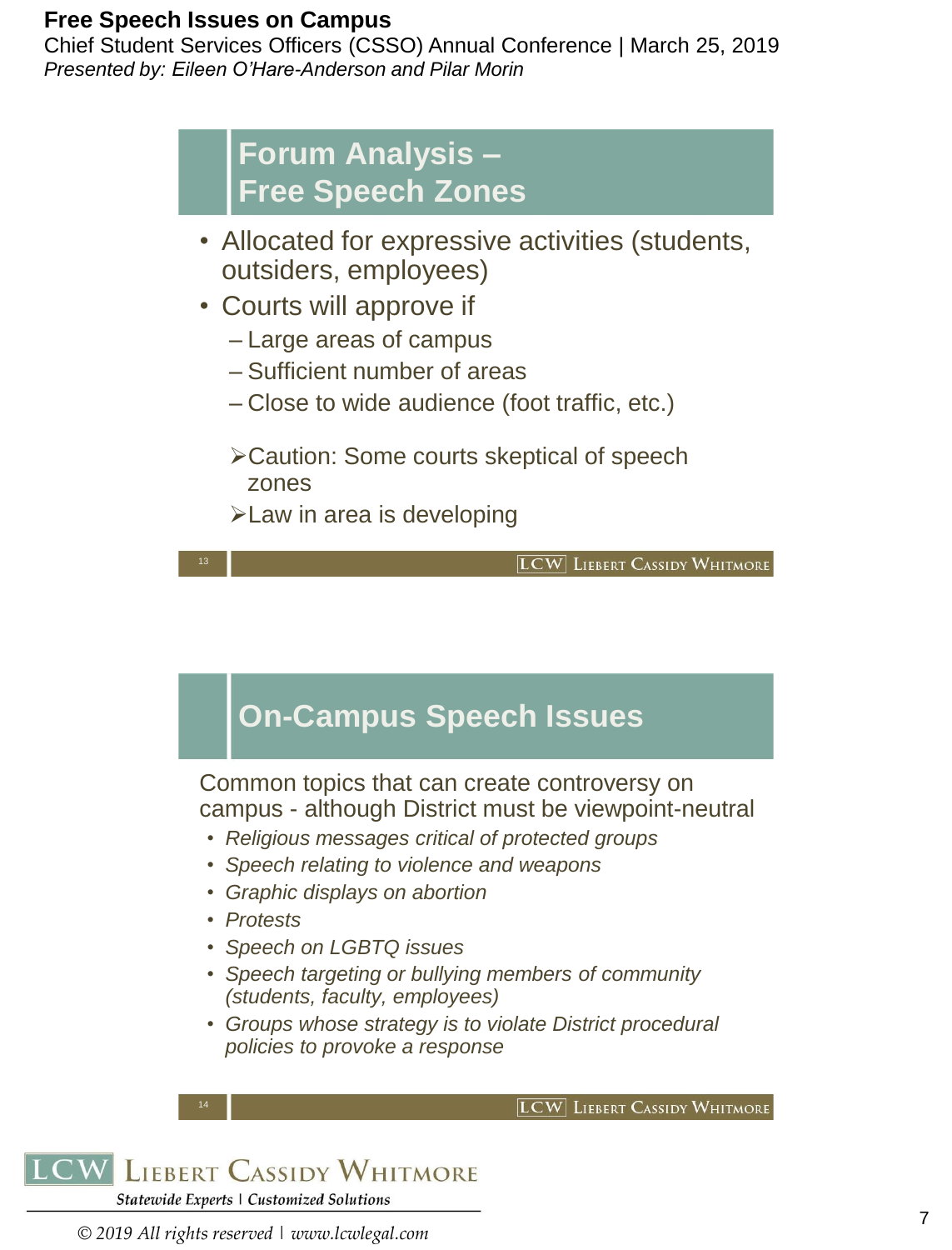## Forum Analysis – Free Speech Zones

- Allocated for expressive activities (students, outsiders, employees)
- Courts will approve if
  - Large areas of campus
  - Sufficient number of areas
  - Close to wide audience (foot traffic, etc.)

  - Caution: Some courts skeptical of speech zones
  - Law in area is developing

## On-Campus Speech Issues

Common topics that can create controversy on campus - although District must be viewpoint-neutral

- *Religious messages critical of protected groups*
- *Speech relating to violence and weapons*
- *Graphic displays on abortion*
- *Protests*
- *Speech on LGBTQ issues*
- *Speech targeting or bullying members of community (students, faculty, employees)*
- *Groups whose strategy is to violate District procedural policies to provoke a response*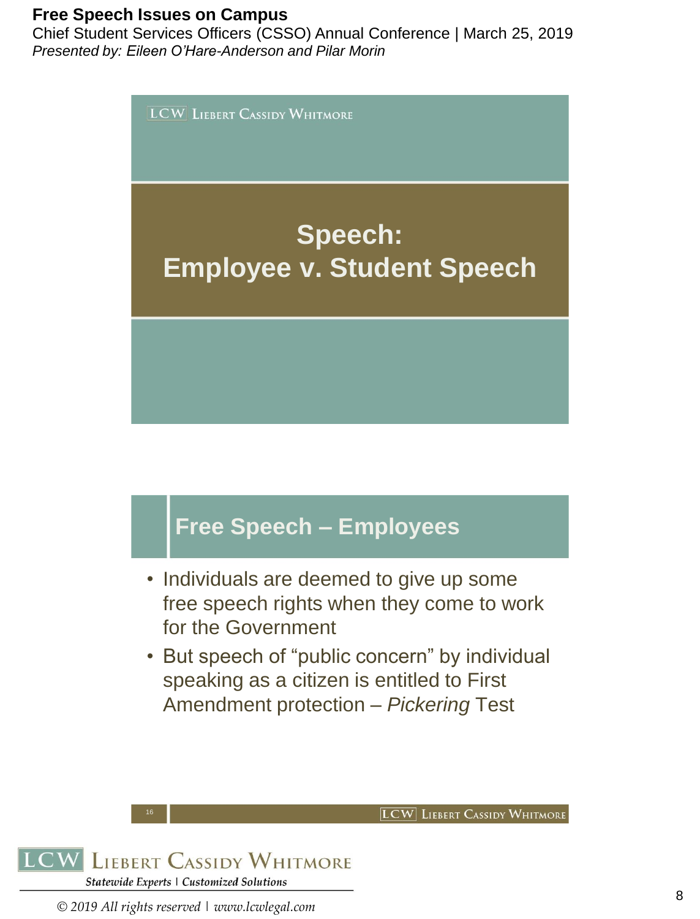## Speech: Employee v. Student Speech

## Free Speech – Employees

- Individuals are deemed to give up some free speech rights when they come to work for the Government
- But speech of "public concern" by individual speaking as a citizen is entitled to First Amendment protection – *Pickering* Test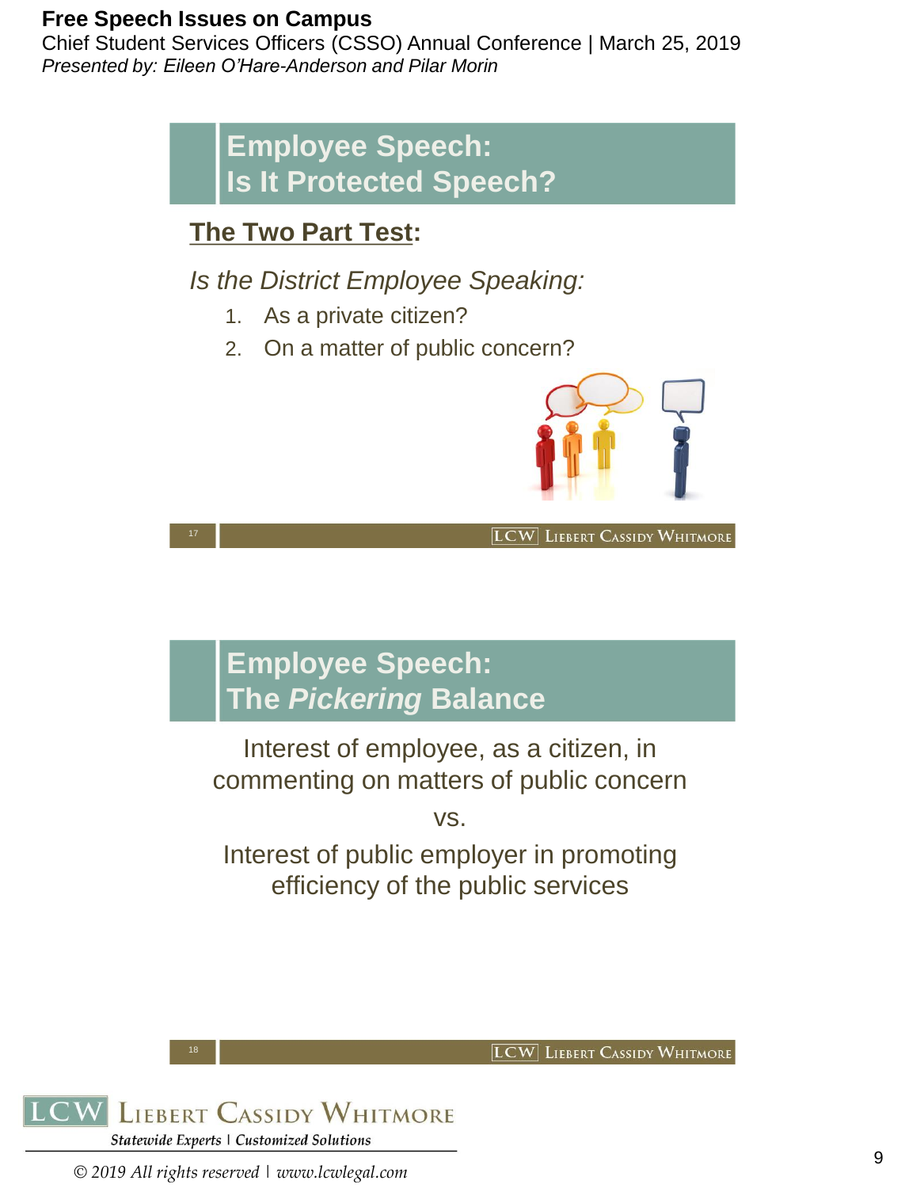## Employee Speech: Is It Protected Speech?

**The Two Part Test:**

*Is the District Employee Speaking:*

1. As a private citizen?
2. On a matter of public concern?

## Employee Speech: The *Pickering* Balance

Interest of employee, as a citizen, in commenting on matters of public concern

vs.

Interest of public employer in promoting efficiency of the public services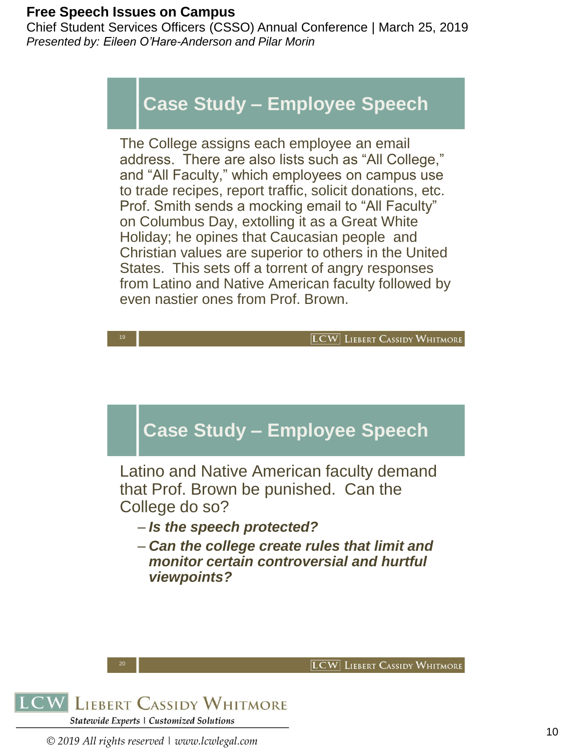## Case Study – Employee Speech

The College assigns each employee an email address. There are also lists such as "All College," and "All Faculty," which employees on campus use to trade recipes, report traffic, solicit donations, etc. Prof. Smith sends a mocking email to "All Faculty" on Columbus Day, extolling it as a Great White Holiday; he opines that Caucasian people and Christian values are superior to others in the United States. This sets off a torrent of angry responses from Latino and Native American faculty followed by even nastier ones from Prof. Brown.

## Case Study – Employee Speech

Latino and Native American faculty demand that Prof. Brown be punished. Can the College do so?

- ***Is the speech protected?***
- ***Can the college create rules that limit and monitor certain controversial and hurtful viewpoints?***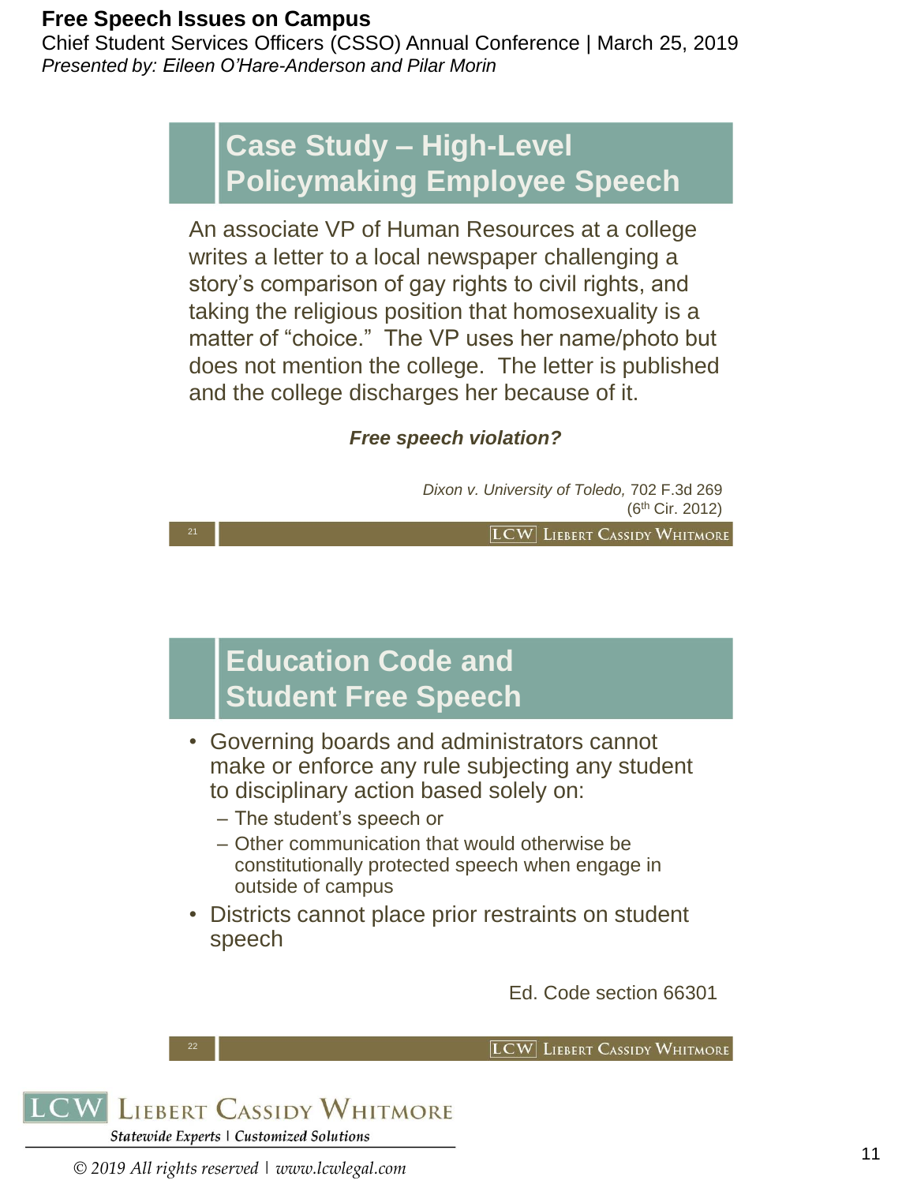## Case Study – High-Level Policymaking Employee Speech

An associate VP of Human Resources at a college writes a letter to a local newspaper challenging a story's comparison of gay rights to civil rights, and taking the religious position that homosexuality is a matter of "choice." The VP uses her name/photo but does not mention the college. The letter is published and the college discharges her because of it.

***Free speech violation?***

*Dixon v. University of Toledo,* 702 F.3d 269 (6th Cir. 2012)

## Education Code and Student Free Speech

- Governing boards and administrators cannot make or enforce any rule subjecting any student to disciplinary action based solely on:
  - The student's speech or
  - Other communication that would otherwise be constitutionally protected speech when engage in outside of campus
- Districts cannot place prior restraints on student speech

Ed. Code section 66301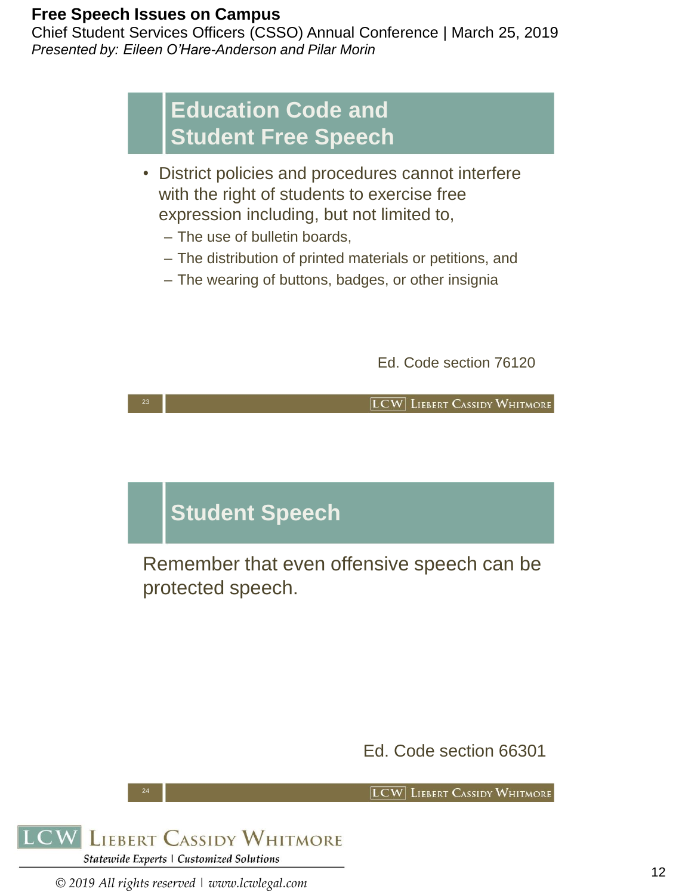## Education Code and Student Free Speech

- District policies and procedures cannot interfere with the right of students to exercise free expression including, but not limited to,
  - The use of bulletin boards,
  - The distribution of printed materials or petitions, and
  - The wearing of buttons, badges, or other insignia

Ed. Code section 76120

## Student Speech

Remember that even offensive speech can be protected speech.

Ed. Code section 66301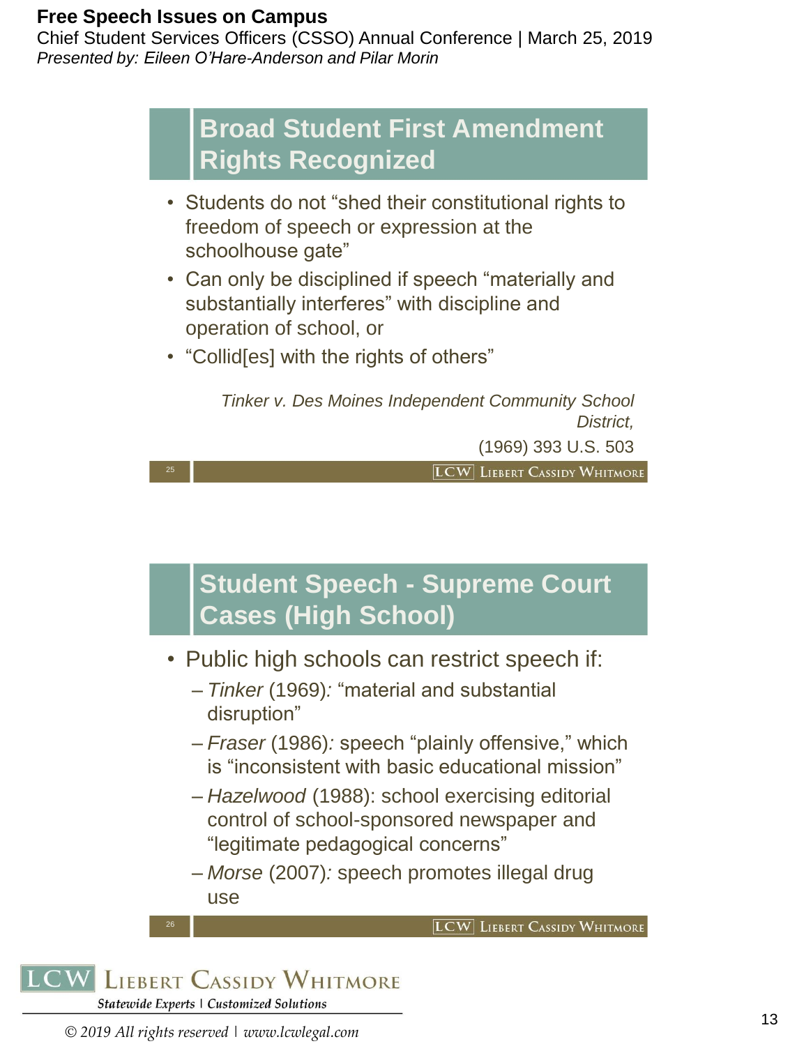## Broad Student First Amendment Rights Recognized

- Students do not "shed their constitutional rights to freedom of speech or expression at the schoolhouse gate"
- Can only be disciplined if speech "materially and substantially interferes" with discipline and operation of school, or
- "Collid[es] with the rights of others"

*Tinker v. Des Moines Independent Community School District,* (1969) 393 U.S. 503

## Student Speech - Supreme Court Cases (High School)

- Public high schools can restrict speech if:
  - *Tinker* (1969)*:* "material and substantial disruption"
  - *Fraser* (1986)*:* speech "plainly offensive," which is "inconsistent with basic educational mission"
  - *Hazelwood* (1988): school exercising editorial control of school-sponsored newspaper and "legitimate pedagogical concerns"
  - *Morse* (2007)*:* speech promotes illegal drug use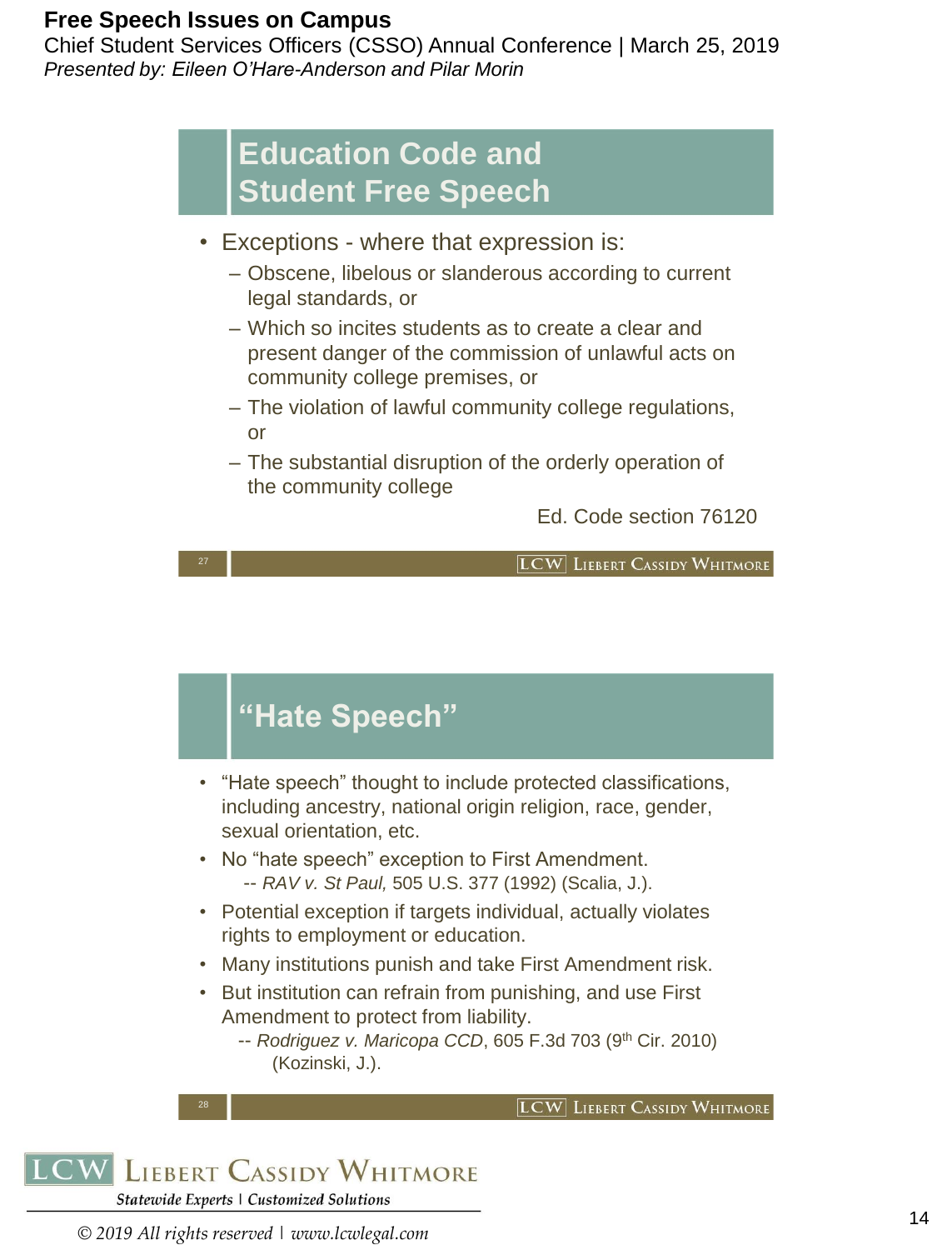## Education Code and Student Free Speech

- Exceptions - where that expression is:
  - Obscene, libelous or slanderous according to current legal standards, or
  - Which so incites students as to create a clear and present danger of the commission of unlawful acts on community college premises, or
  - The violation of lawful community college regulations, or
  - The substantial disruption of the orderly operation of the community college

Ed. Code section 76120

## "Hate Speech"

- "Hate speech" thought to include protected classifications, including ancestry, national origin religion, race, gender, sexual orientation, etc.
- No "hate speech" exception to First Amendment.
  -- *RAV v. St Paul,* 505 U.S. 377 (1992) (Scalia, J.).
- Potential exception if targets individual, actually violates rights to employment or education.
- Many institutions punish and take First Amendment risk.
- But institution can refrain from punishing, and use First Amendment to protect from liability.
  -- *Rodriguez v. Maricopa CCD*, 605 F.3d 703 (9th Cir. 2010) (Kozinski, J.).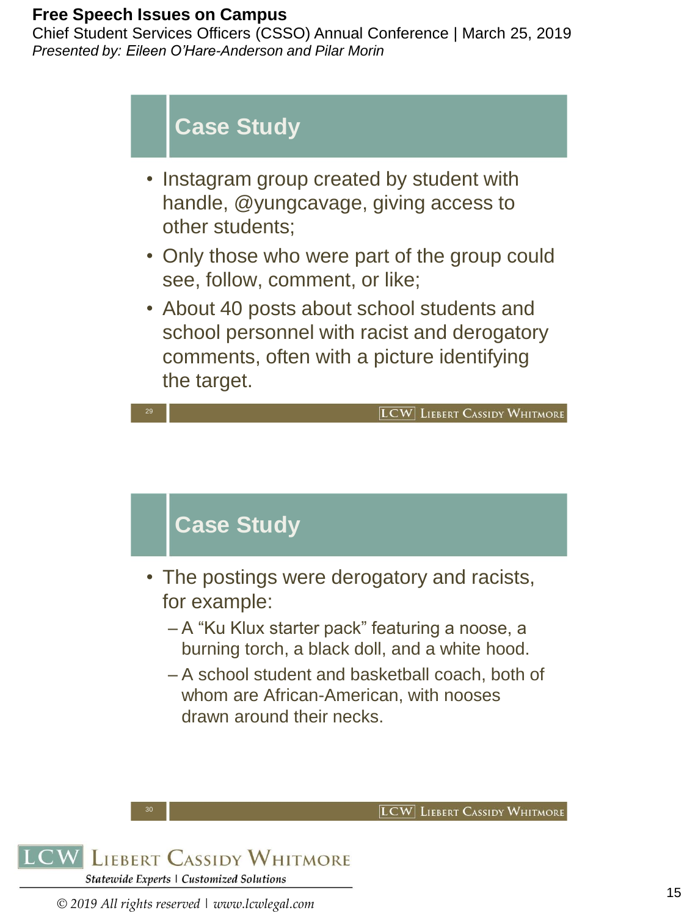## Case Study

- Instagram group created by student with handle, @yungcavage, giving access to other students;
- Only those who were part of the group could see, follow, comment, or like;
- About 40 posts about school students and school personnel with racist and derogatory comments, often with a picture identifying the target.

## Case Study

- The postings were derogatory and racists, for example:
  - A "Ku Klux starter pack" featuring a noose, a burning torch, a black doll, and a white hood.
  - A school student and basketball coach, both of whom are African-American, with nooses drawn around their necks.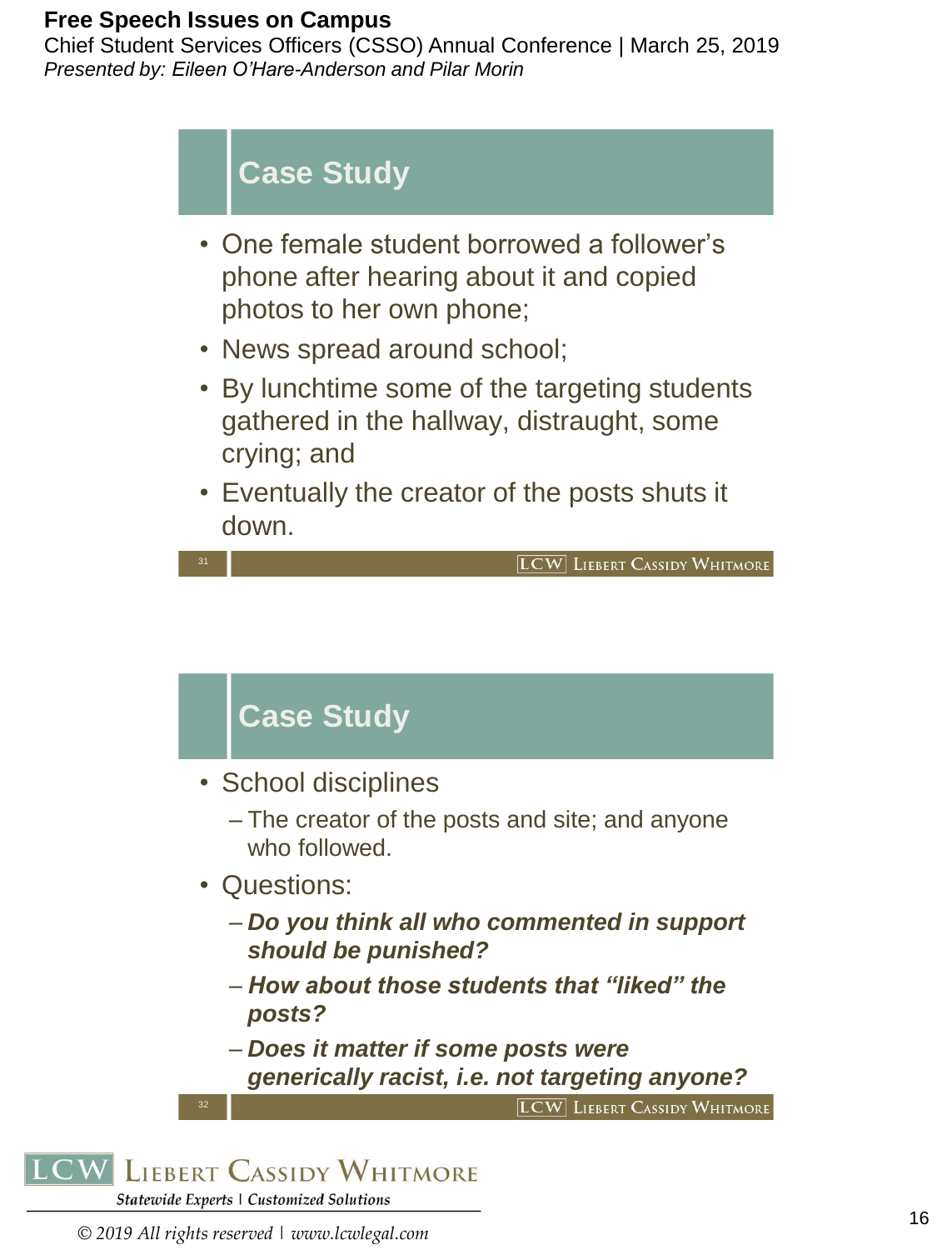## Case Study

- One female student borrowed a follower's phone after hearing about it and copied photos to her own phone;
- News spread around school;
- By lunchtime some of the targeting students gathered in the hallway, distraught, some crying; and
- Eventually the creator of the posts shuts it down.

## Case Study

- School disciplines
  - The creator of the posts and site; and anyone who followed.
- Questions:
  - ***Do you think all who commented in support should be punished?***
  - ***How about those students that "liked" the posts?***
  - ***Does it matter if some posts were generically racist, i.e. not targeting anyone?***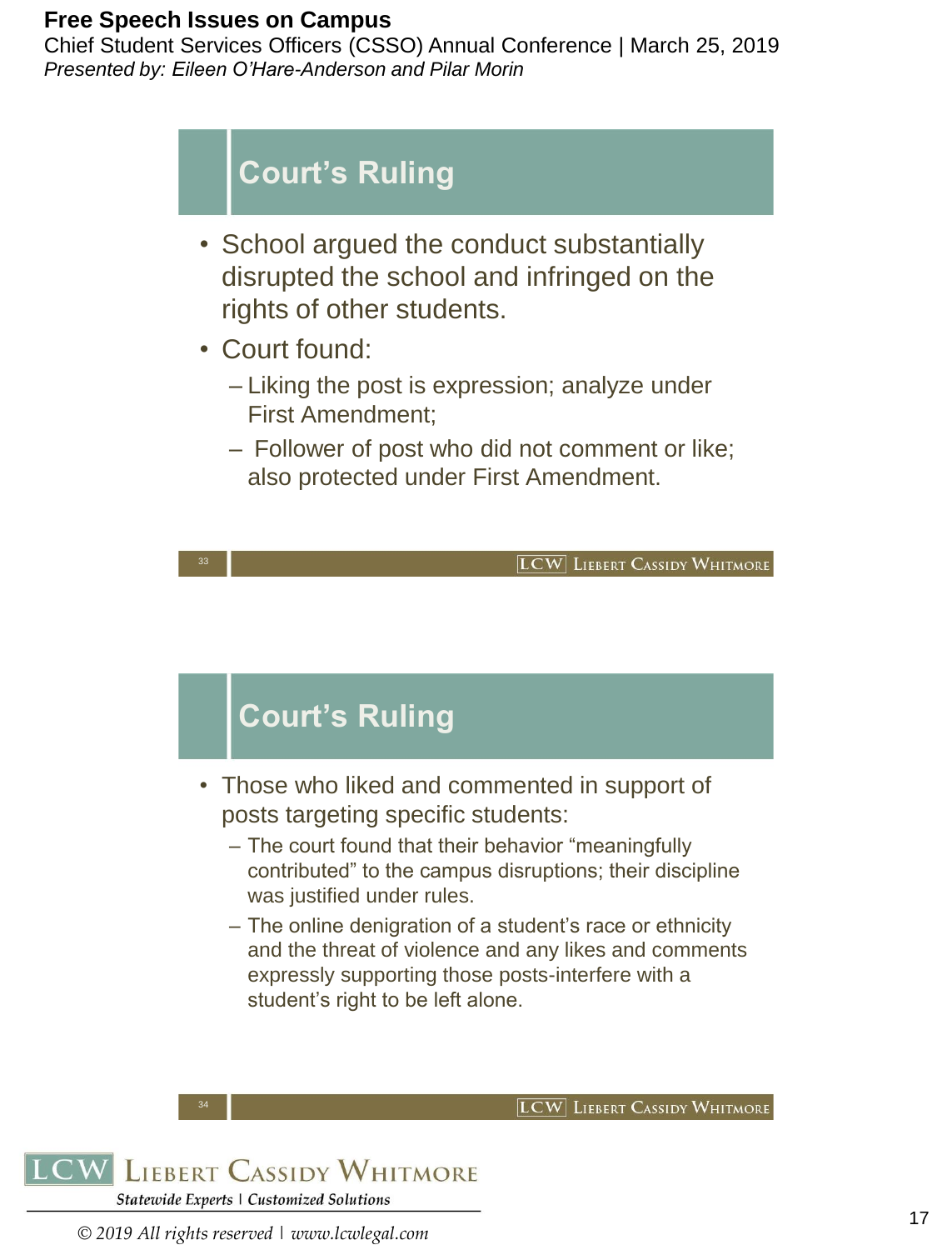## Court's Ruling

- School argued the conduct substantially disrupted the school and infringed on the rights of other students.
- Court found:
  - Liking the post is expression; analyze under First Amendment;
  - Follower of post who did not comment or like; also protected under First Amendment.

## Court's Ruling

- Those who liked and commented in support of posts targeting specific students:
  - The court found that their behavior "meaningfully contributed" to the campus disruptions; their discipline was justified under rules.
  - The online denigration of a student's race or ethnicity and the threat of violence and any likes and comments expressly supporting those posts-interfere with a student's right to be left alone.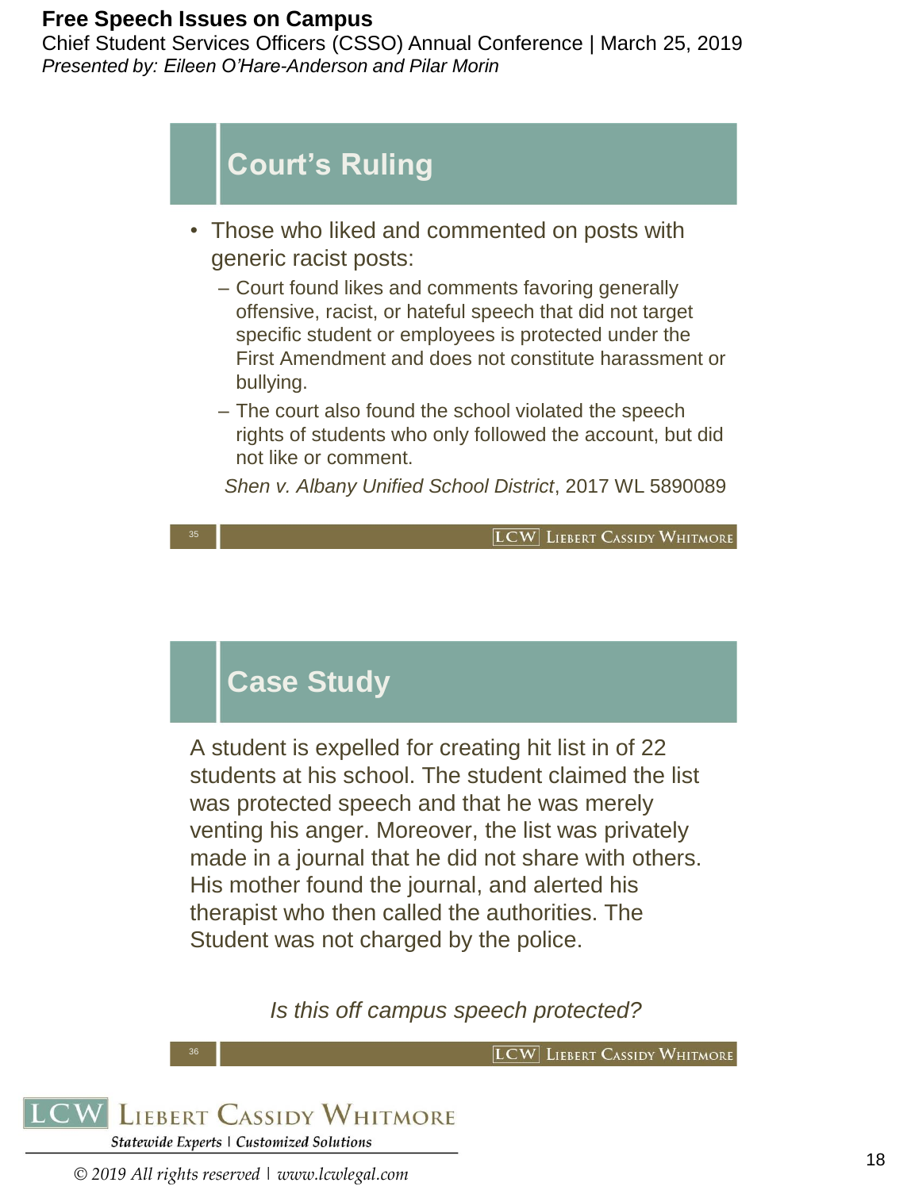## Court's Ruling

- Those who liked and commented on posts with generic racist posts:
  - Court found likes and comments favoring generally offensive, racist, or hateful speech that did not target specific student or employees is protected under the First Amendment and does not constitute harassment or bullying.
  - The court also found the school violated the speech rights of students who only followed the account, but did not like or comment.

  *Shen v. Albany Unified School District*, 2017 WL 5890089

## Case Study

A student is expelled for creating hit list in of 22 students at his school. The student claimed the list was protected speech and that he was merely venting his anger. Moreover, the list was privately made in a journal that he did not share with others. His mother found the journal, and alerted his therapist who then called the authorities. The Student was not charged by the police.

*Is this off campus speech protected?*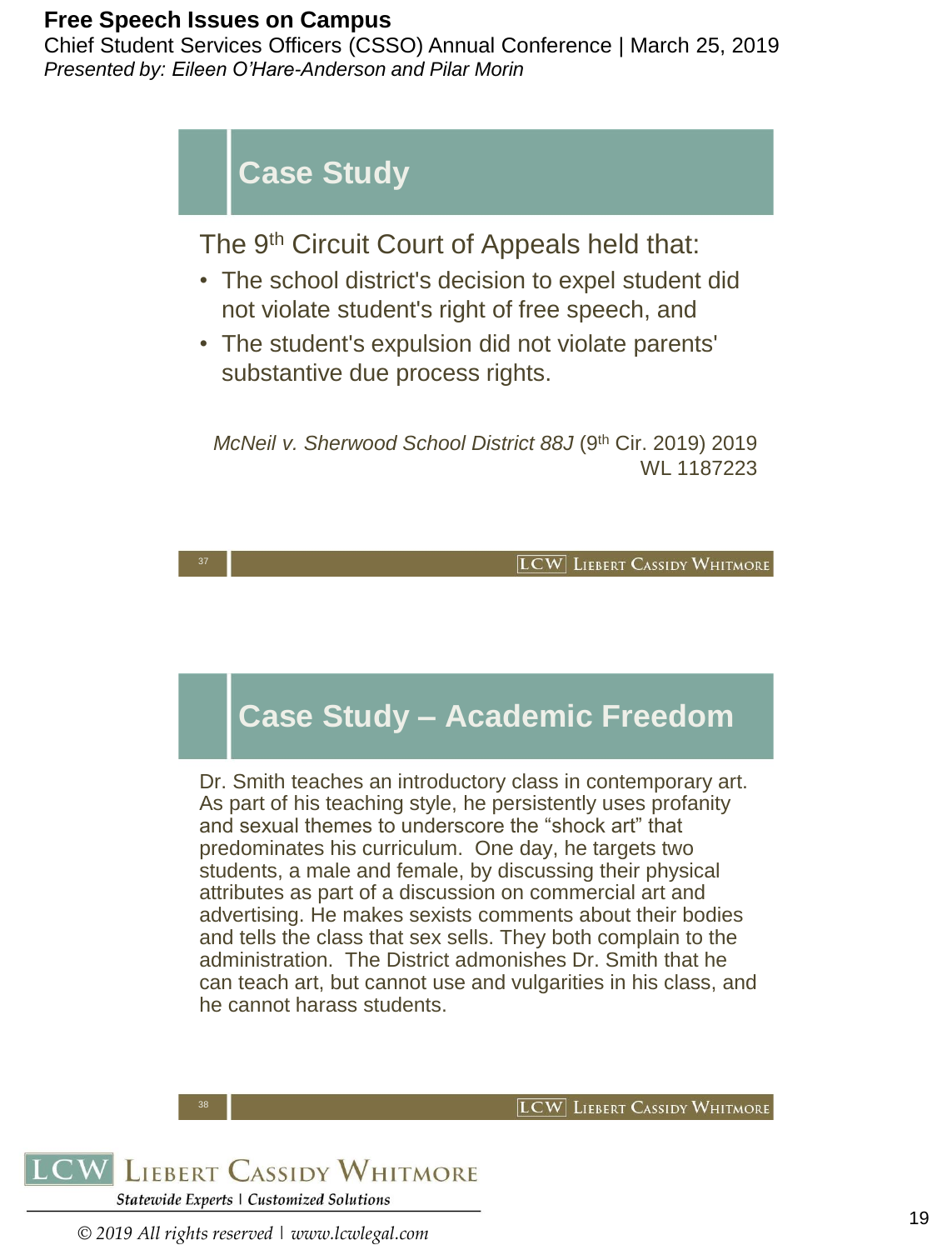## Case Study

The 9th Circuit Court of Appeals held that:

- The school district's decision to expel student did not violate student's right of free speech, and
- The student's expulsion did not violate parents' substantive due process rights.

*McNeil v. Sherwood School District 88J* (9th Cir. 2019) 2019 WL 1187223

## Case Study – Academic Freedom

Dr. Smith teaches an introductory class in contemporary art. As part of his teaching style, he persistently uses profanity and sexual themes to underscore the “shock art” that predominates his curriculum. One day, he targets two students, a male and female, by discussing their physical attributes as part of a discussion on commercial art and advertising. He makes sexists comments about their bodies and tells the class that sex sells. They both complain to the administration. The District admonishes Dr. Smith that he can teach art, but cannot use and vulgarities in his class, and he cannot harass students.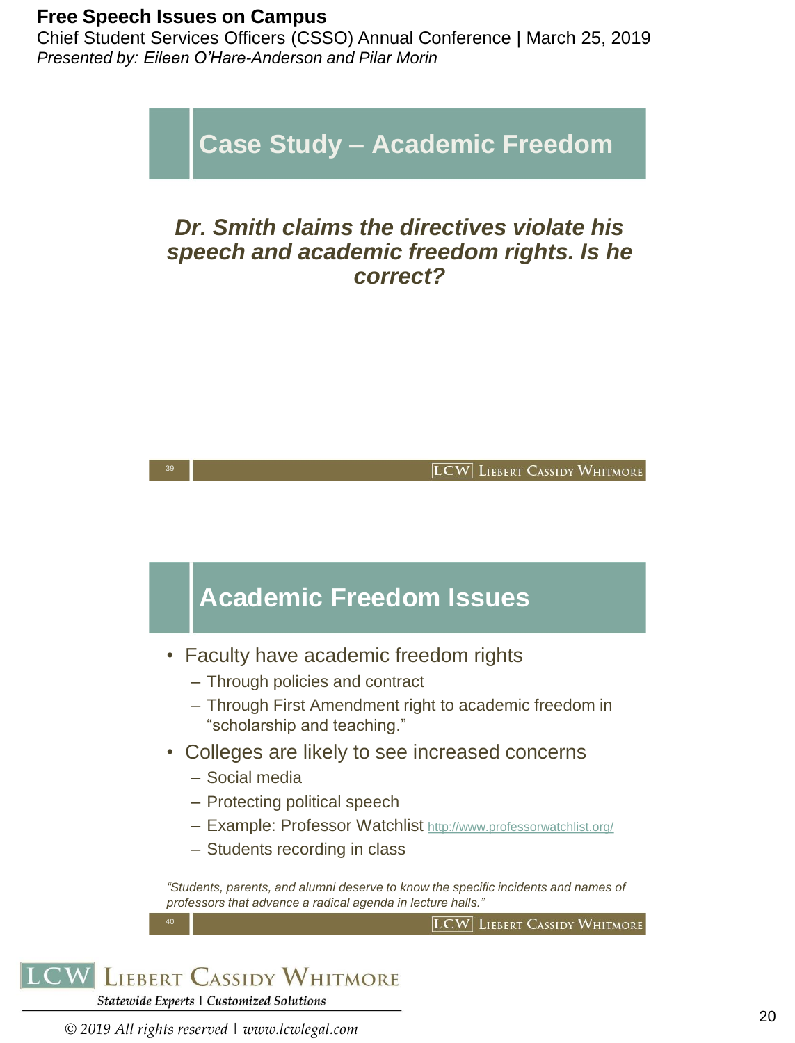## Case Study – Academic Freedom

***Dr. Smith claims the directives violate his speech and academic freedom rights. Is he correct?***

## Academic Freedom Issues

- Faculty have academic freedom rights
  - Through policies and contract
  - Through First Amendment right to academic freedom in "scholarship and teaching."
- Colleges are likely to see increased concerns
  - Social media
  - Protecting political speech
  - Example: Professor Watchlist http://www.professorwatchlist.org/
  - Students recording in class

*"Students, parents, and alumni deserve to know the specific incidents and names of professors that advance a radical agenda in lecture halls."*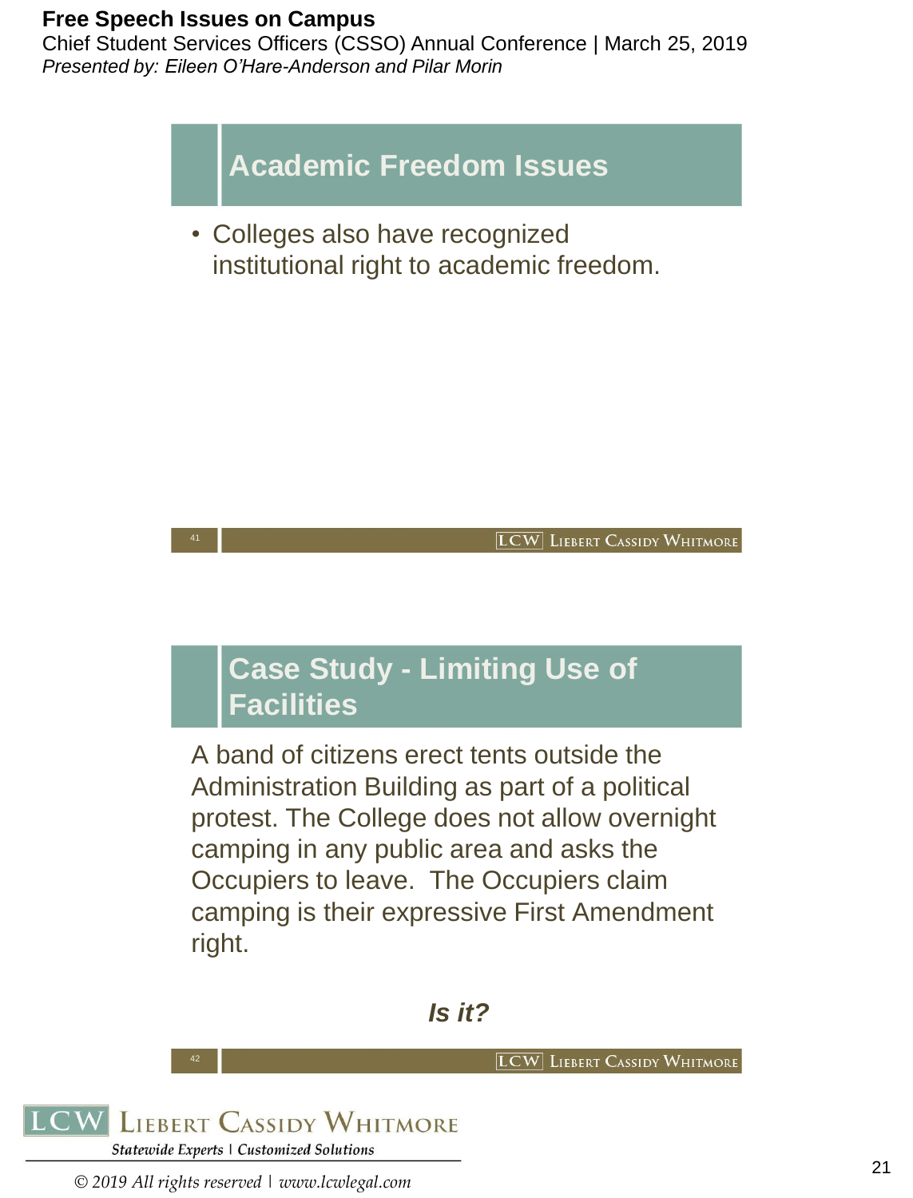## Academic Freedom Issues

- Colleges also have recognized institutional right to academic freedom.

## Case Study - Limiting Use of Facilities

A band of citizens erect tents outside the Administration Building as part of a political protest. The College does not allow overnight camping in any public area and asks the Occupiers to leave. The Occupiers claim camping is their expressive First Amendment right.

***Is it?***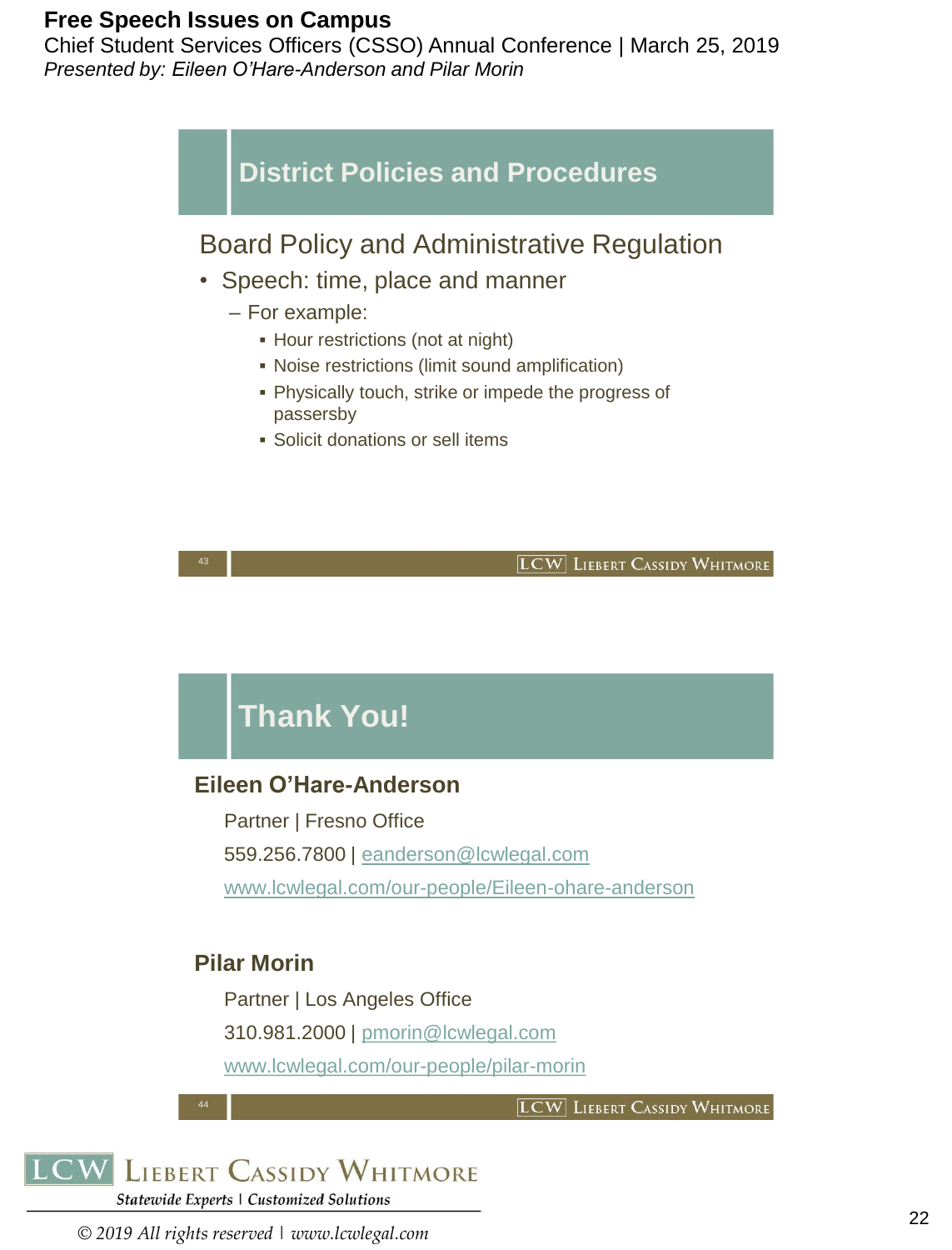## District Policies and Procedures

### Board Policy and Administrative Regulation

- Speech: time, place and manner
  - For example:
    - Hour restrictions (not at night)
    - Noise restrictions (limit sound amplification)
    - Physically touch, strike or impede the progress of passersby
    - Solicit donations or sell items

## Thank You!

**Eileen O'Hare-Anderson**

Partner | Fresno Office

559.256.7800 | eanderson@lcwlegal.com

www.lcwlegal.com/our-people/Eileen-ohare-anderson

**Pilar Morin**

Partner | Los Angeles Office

310.981.2000 | pmorin@lcwlegal.com

www.lcwlegal.com/our-people/pilar-morin